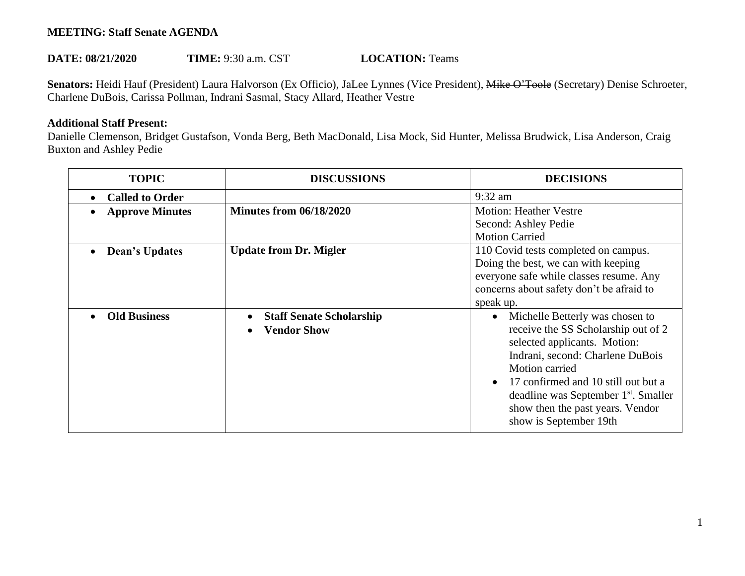**MEETING: Staff Senate AGENDA**

**DATE: 08/21/2020** **TIME:** 9:30 a.m. CST **LOCATION:** Teams

**Senators:** Heidi Hauf (President) Laura Halvorson (Ex Officio), JaLee Lynnes (Vice President), ~~Mike O'Toole~~ (Secretary) Denise Schroeter, Charlene DuBois, Carissa Pollman, Indrani Sasmal, Stacy Allard, Heather Vestre

**Additional Staff Present:**
Danielle Clemenson, Bridget Gustafson, Vonda Berg, Beth MacDonald, Lisa Mock, Sid Hunter, Melissa Brudwick, Lisa Anderson, Craig Buxton and Ashley Pedie

| TOPIC | DISCUSSIONS | DECISIONS |
| --- | --- | --- |
| • **Called to Order** | | 9:32 am |
| • **Approve Minutes** | **Minutes from 06/18/2020** | Motion: Heather Vestre<br>Second: Ashley Pedie<br>Motion Carried |
| • **Dean's Updates** | **Update from Dr. Migler** | 110 Covid tests completed on campus. Doing the best, we can with keeping everyone safe while classes resume. Any concerns about safety don't be afraid to speak up. |
| • **Old Business** | • **Staff Senate Scholarship**<br>• **Vendor Show** | • Michelle Betterly was chosen to receive the SS Scholarship out of 2 selected applicants. Motion: Indrani, second: Charlene DuBois Motion carried<br>• 17 confirmed and 10 still out but a deadline was September 1st. Smaller show then the past years. Vendor show is September 19th |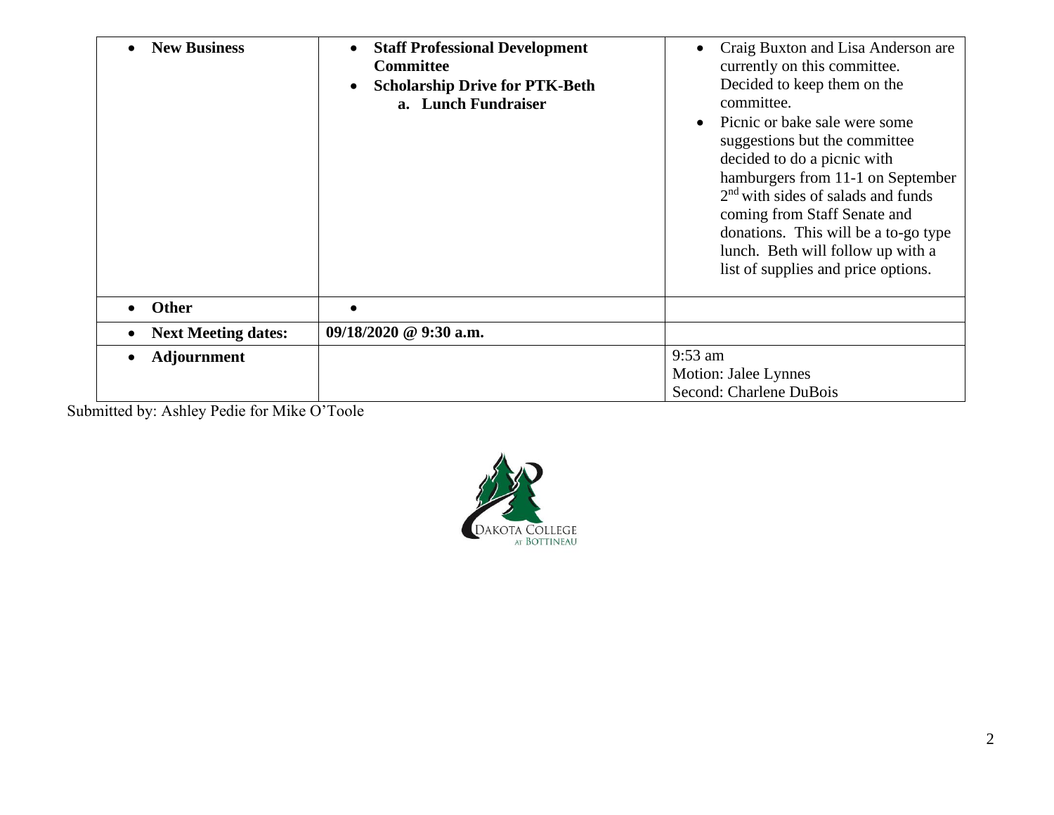| | | |
|---|---|---|
| • **New Business** | • **Staff Professional Development Committee**<br>• **Scholarship Drive for PTK-Beth**<br>a. **Lunch Fundraiser** | • Craig Buxton and Lisa Anderson are currently on this committee. Decided to keep them on the committee.<br>• Picnic or bake sale were some suggestions but the committee decided to do a picnic with hamburgers from 11-1 on September 2nd with sides of salads and funds coming from Staff Senate and donations. This will be a to-go type lunch. Beth will follow up with a list of supplies and price options. |
| • **Other** | • | |
| • **Next Meeting dates:** | **09/18/2020 @ 9:30 a.m.** | |
| • **Adjournment** | | 9:53 am<br>Motion: Jalee Lynnes<br>Second: Charlene DuBois |

Submitted by: Ashley Pedie for Mike O'Toole

DAKOTA COLLEGE AT BOTTINEAU